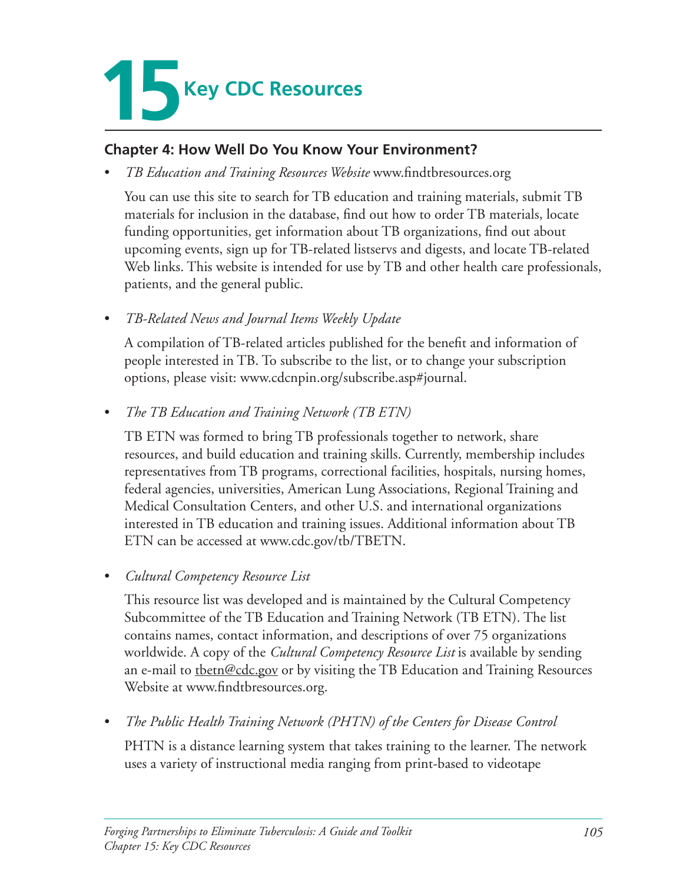# 15 Key CDC Resources

## Chapter 4: How Well Do You Know Your Environment?

- *TB Education and Training Resources Website* www.findtbresources.org

  You can use this site to search for TB education and training materials, submit TB materials for inclusion in the database, find out how to order TB materials, locate funding opportunities, get information about TB organizations, find out about upcoming events, sign up for TB-related listservs and digests, and locate TB-related Web links. This website is intended for use by TB and other health care professionals, patients, and the general public.

- *TB-Related News and Journal Items Weekly Update*

  A compilation of TB-related articles published for the benefit and information of people interested in TB. To subscribe to the list, or to change your subscription options, please visit: www.cdcnpin.org/subscribe.asp#journal.

- *The TB Education and Training Network (TB ETN)*

  TB ETN was formed to bring TB professionals together to network, share resources, and build education and training skills. Currently, membership includes representatives from TB programs, correctional facilities, hospitals, nursing homes, federal agencies, universities, American Lung Associations, Regional Training and Medical Consultation Centers, and other U.S. and international organizations interested in TB education and training issues. Additional information about TB ETN can be accessed at www.cdc.gov/tb/TBETN.

- *Cultural Competency Resource List*

  This resource list was developed and is maintained by the Cultural Competency Subcommittee of the TB Education and Training Network (TB ETN). The list contains names, contact information, and descriptions of over 75 organizations worldwide. A copy of the *Cultural Competency Resource List* is available by sending an e-mail to tbetn@cdc.gov or by visiting the TB Education and Training Resources Website at www.findtbresources.org.

- *The Public Health Training Network (PHTN) of the Centers for Disease Control*

  PHTN is a distance learning system that takes training to the learner. The network uses a variety of instructional media ranging from print-based to videotape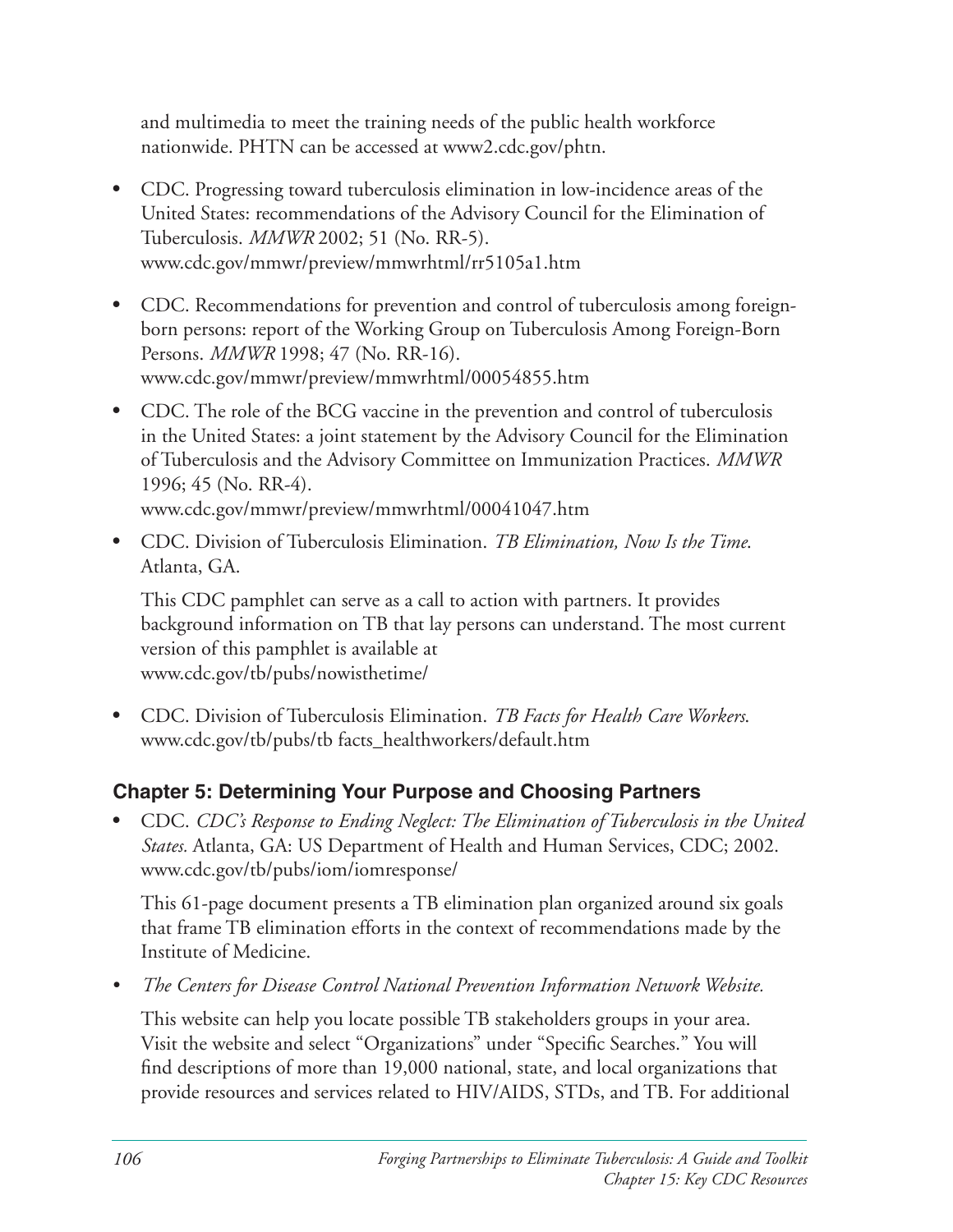and multimedia to meet the training needs of the public health workforce nationwide. PHTN can be accessed at www2.cdc.gov/phtn.

- CDC. Progressing toward tuberculosis elimination in low-incidence areas of the United States: recommendations of the Advisory Council for the Elimination of Tuberculosis. *MMWR* 2002; 51 (No. RR-5). www.cdc.gov/mmwr/preview/mmwrhtml/rr5105a1.htm

- CDC. Recommendations for prevention and control of tuberculosis among foreign-born persons: report of the Working Group on Tuberculosis Among Foreign-Born Persons. *MMWR* 1998; 47 (No. RR-16). www.cdc.gov/mmwr/preview/mmwrhtml/00054855.htm

- CDC. The role of the BCG vaccine in the prevention and control of tuberculosis in the United States: a joint statement by the Advisory Council for the Elimination of Tuberculosis and the Advisory Committee on Immunization Practices. *MMWR* 1996; 45 (No. RR-4). www.cdc.gov/mmwr/preview/mmwrhtml/00041047.htm

- CDC. Division of Tuberculosis Elimination. *TB Elimination, Now Is the Time.* Atlanta, GA.

  This CDC pamphlet can serve as a call to action with partners. It provides background information on TB that lay persons can understand. The most current version of this pamphlet is available at www.cdc.gov/tb/pubs/nowisthetime/

- CDC. Division of Tuberculosis Elimination. *TB Facts for Health Care Workers.* www.cdc.gov/tb/pubs/tb facts_healthworkers/default.htm

## Chapter 5: Determining Your Purpose and Choosing Partners

- CDC. *CDC's Response to Ending Neglect: The Elimination of Tuberculosis in the United States.* Atlanta, GA: US Department of Health and Human Services, CDC; 2002. www.cdc.gov/tb/pubs/iom/iomresponse/

  This 61-page document presents a TB elimination plan organized around six goals that frame TB elimination efforts in the context of recommendations made by the Institute of Medicine.

- *The Centers for Disease Control National Prevention Information Network Website.*

  This website can help you locate possible TB stakeholders groups in your area. Visit the website and select "Organizations" under "Specific Searches." You will find descriptions of more than 19,000 national, state, and local organizations that provide resources and services related to HIV/AIDS, STDs, and TB. For additional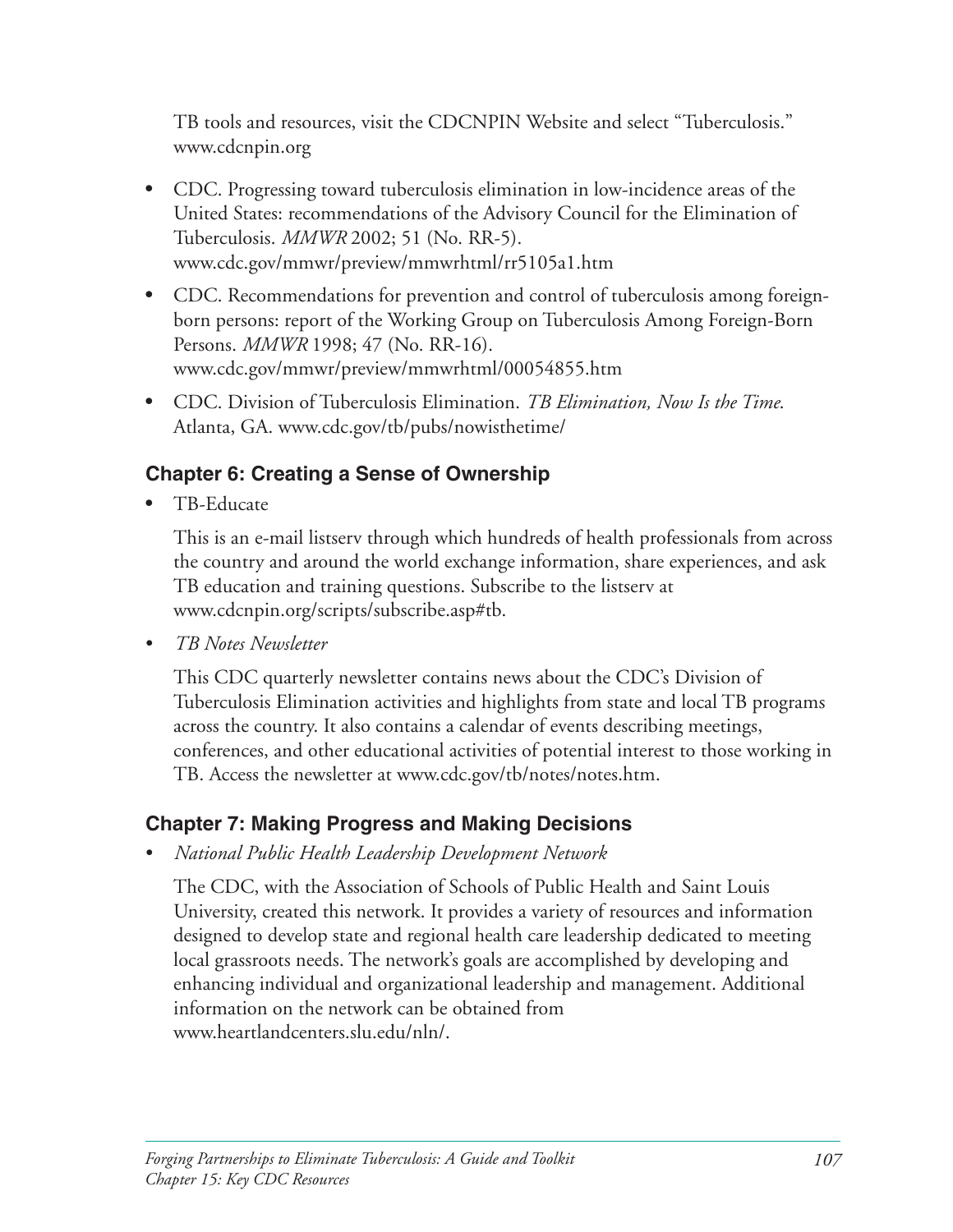TB tools and resources, visit the CDCNPIN Website and select "Tuberculosis." www.cdcnpin.org

- CDC. Progressing toward tuberculosis elimination in low-incidence areas of the United States: recommendations of the Advisory Council for the Elimination of Tuberculosis. *MMWR* 2002; 51 (No. RR-5). www.cdc.gov/mmwr/preview/mmwrhtml/rr5105a1.htm
- CDC. Recommendations for prevention and control of tuberculosis among foreign-born persons: report of the Working Group on Tuberculosis Among Foreign-Born Persons. *MMWR* 1998; 47 (No. RR-16). www.cdc.gov/mmwr/preview/mmwrhtml/00054855.htm
- CDC. Division of Tuberculosis Elimination. *TB Elimination, Now Is the Time.* Atlanta, GA. www.cdc.gov/tb/pubs/nowisthetime/

## Chapter 6: Creating a Sense of Ownership

- TB-Educate

  This is an e-mail listserv through which hundreds of health professionals from across the country and around the world exchange information, share experiences, and ask TB education and training questions. Subscribe to the listserv at www.cdcnpin.org/scripts/subscribe.asp#tb.

- *TB Notes Newsletter*

  This CDC quarterly newsletter contains news about the CDC's Division of Tuberculosis Elimination activities and highlights from state and local TB programs across the country. It also contains a calendar of events describing meetings, conferences, and other educational activities of potential interest to those working in TB. Access the newsletter at www.cdc.gov/tb/notes/notes.htm.

## Chapter 7: Making Progress and Making Decisions

- *National Public Health Leadership Development Network*

  The CDC, with the Association of Schools of Public Health and Saint Louis University, created this network. It provides a variety of resources and information designed to develop state and regional health care leadership dedicated to meeting local grassroots needs. The network's goals are accomplished by developing and enhancing individual and organizational leadership and management. Additional information on the network can be obtained from www.heartlandcenters.slu.edu/nln/.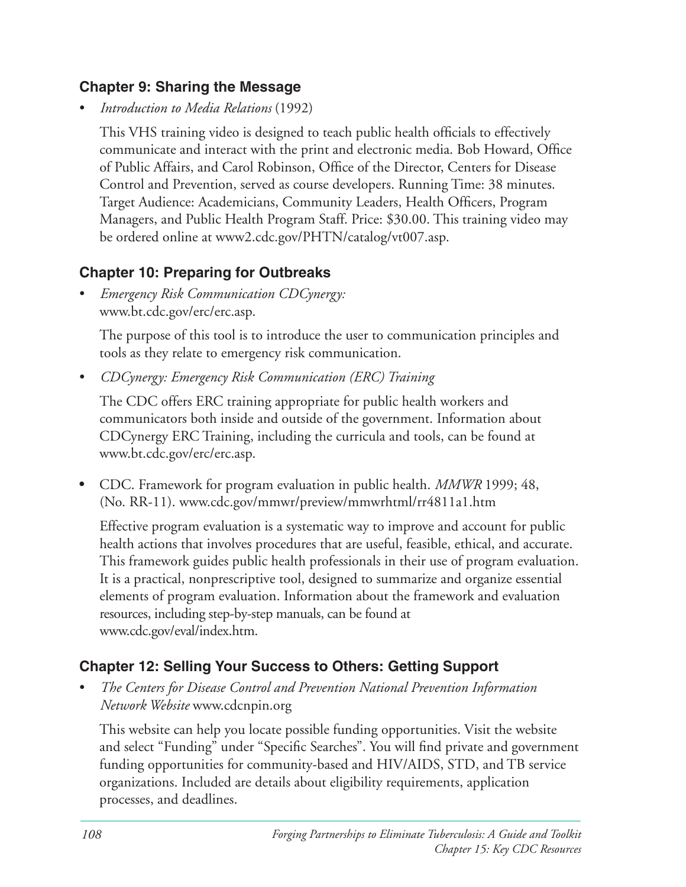### Chapter 9: Sharing the Message

- *Introduction to Media Relations* (1992)

  This VHS training video is designed to teach public health officials to effectively communicate and interact with the print and electronic media. Bob Howard, Office of Public Affairs, and Carol Robinson, Office of the Director, Centers for Disease Control and Prevention, served as course developers. Running Time: 38 minutes. Target Audience: Academicians, Community Leaders, Health Officers, Program Managers, and Public Health Program Staff. Price: $30.00. This training video may be ordered online at www2.cdc.gov/PHTN/catalog/vt007.asp.

### Chapter 10: Preparing for Outbreaks

- *Emergency Risk Communication CDCynergy:* www.bt.cdc.gov/erc/erc.asp.

  The purpose of this tool is to introduce the user to communication principles and tools as they relate to emergency risk communication.

- *CDCynergy: Emergency Risk Communication (ERC) Training*

  The CDC offers ERC training appropriate for public health workers and communicators both inside and outside of the government. Information about CDCynergy ERC Training, including the curricula and tools, can be found at www.bt.cdc.gov/erc/erc.asp.

- CDC. Framework for program evaluation in public health. *MMWR* 1999; 48, (No. RR-11). www.cdc.gov/mmwr/preview/mmwrhtml/rr4811a1.htm

  Effective program evaluation is a systematic way to improve and account for public health actions that involves procedures that are useful, feasible, ethical, and accurate. This framework guides public health professionals in their use of program evaluation. It is a practical, nonprescriptive tool, designed to summarize and organize essential elements of program evaluation. Information about the framework and evaluation resources, including step-by-step manuals, can be found at www.cdc.gov/eval/index.htm.

### Chapter 12: Selling Your Success to Others: Getting Support

- *The Centers for Disease Control and Prevention National Prevention Information Network Website* www.cdcnpin.org

  This website can help you locate possible funding opportunities. Visit the website and select "Funding" under "Specific Searches". You will find private and government funding opportunities for community-based and HIV/AIDS, STD, and TB service organizations. Included are details about eligibility requirements, application processes, and deadlines.